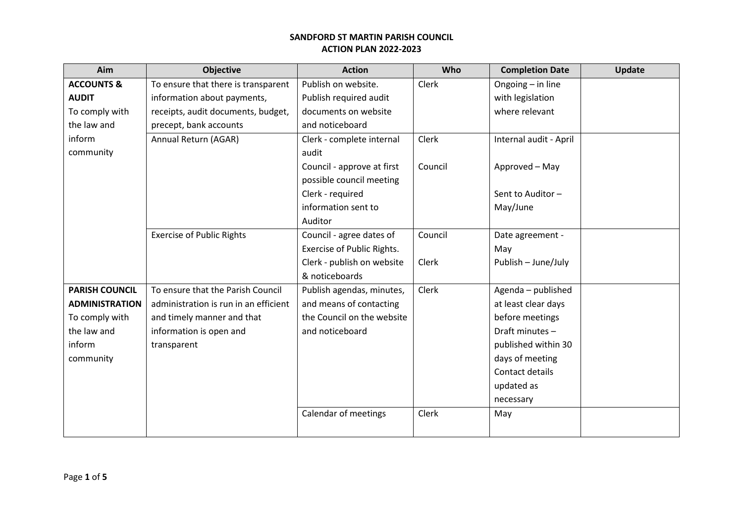# SANDFORD ST MARTIN PARISH COUNCIL
## ACTION PLAN 2022-2023

| Aim | Objective | Action | Who | Completion Date | Update |
|---|---|---|---|---|---|
| **ACCOUNTS & AUDIT** To comply with the law and inform community | To ensure that there is transparent information about payments, receipts, audit documents, budget, precept, bank accounts | Publish on website. Publish required audit documents on website and noticeboard | Clerk | Ongoing – in line with legislation where relevant | |
| | Annual Return (AGAR) | Clerk - complete internal audit<br>Council - approve at first possible council meeting<br>Clerk - required information sent to Auditor | Clerk<br><br>Council | Internal audit - April<br><br>Approved – May<br><br>Sent to Auditor – May/June | |
| | Exercise of Public Rights | Council - agree dates of Exercise of Public Rights.<br>Clerk - publish on website & noticeboards | Council<br><br>Clerk | Date agreement - May<br>Publish – June/July | |
| **PARISH COUNCIL ADMINISTRATION** To comply with the law and inform community | To ensure that the Parish Council administration is run in an efficient and timely manner and that information is open and transparent | Publish agendas, minutes, and means of contacting the Council on the website and noticeboard | Clerk | Agenda – published at least clear days before meetings<br>Draft minutes – published within 30 days of meeting<br>Contact details updated as necessary | |
| | | Calendar of meetings | Clerk | May | |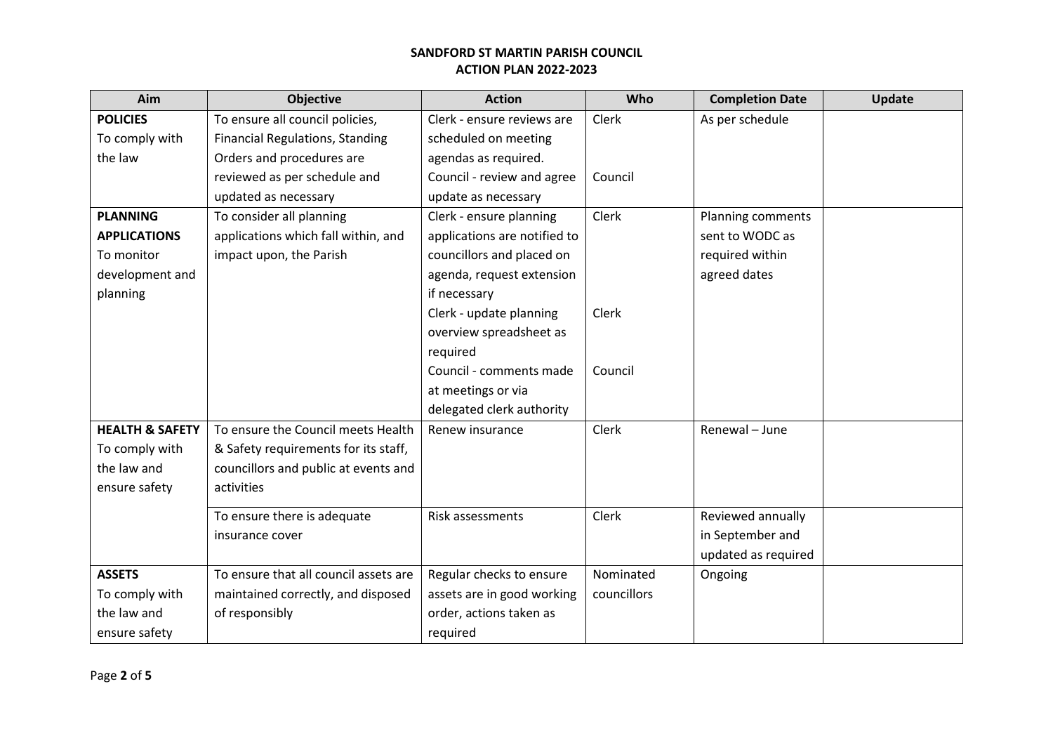**SANDFORD ST MARTIN PARISH COUNCIL**
**ACTION PLAN 2022-2023**

| Aim | Objective | Action | Who | Completion Date | Update |
|---|---|---|---|---|---|
| **POLICIES** To comply with the law | To ensure all council policies, Financial Regulations, Standing Orders and procedures are reviewed as per schedule and updated as necessary | Clerk - ensure reviews are scheduled on meeting agendas as required. Council - review and agree update as necessary | Clerk Council | As per schedule | |
| **PLANNING APPLICATIONS** To monitor development and planning | To consider all planning applications which fall within, and impact upon, the Parish | Clerk - ensure planning applications are notified to councillors and placed on agenda, request extension if necessary Clerk - update planning overview spreadsheet as required Council - comments made at meetings or via delegated clerk authority | Clerk Clerk Council | Planning comments sent to WODC as required within agreed dates | |
| **HEALTH & SAFETY** To comply with the law and ensure safety | To ensure the Council meets Health & Safety requirements for its staff, councillors and public at events and activities | Renew insurance | Clerk | Renewal – June | |
| | To ensure there is adequate insurance cover | Risk assessments | Clerk | Reviewed annually in September and updated as required | |
| **ASSETS** To comply with the law and ensure safety | To ensure that all council assets are maintained correctly, and disposed of responsibly | Regular checks to ensure assets are in good working order, actions taken as required | Nominated councillors | Ongoing | |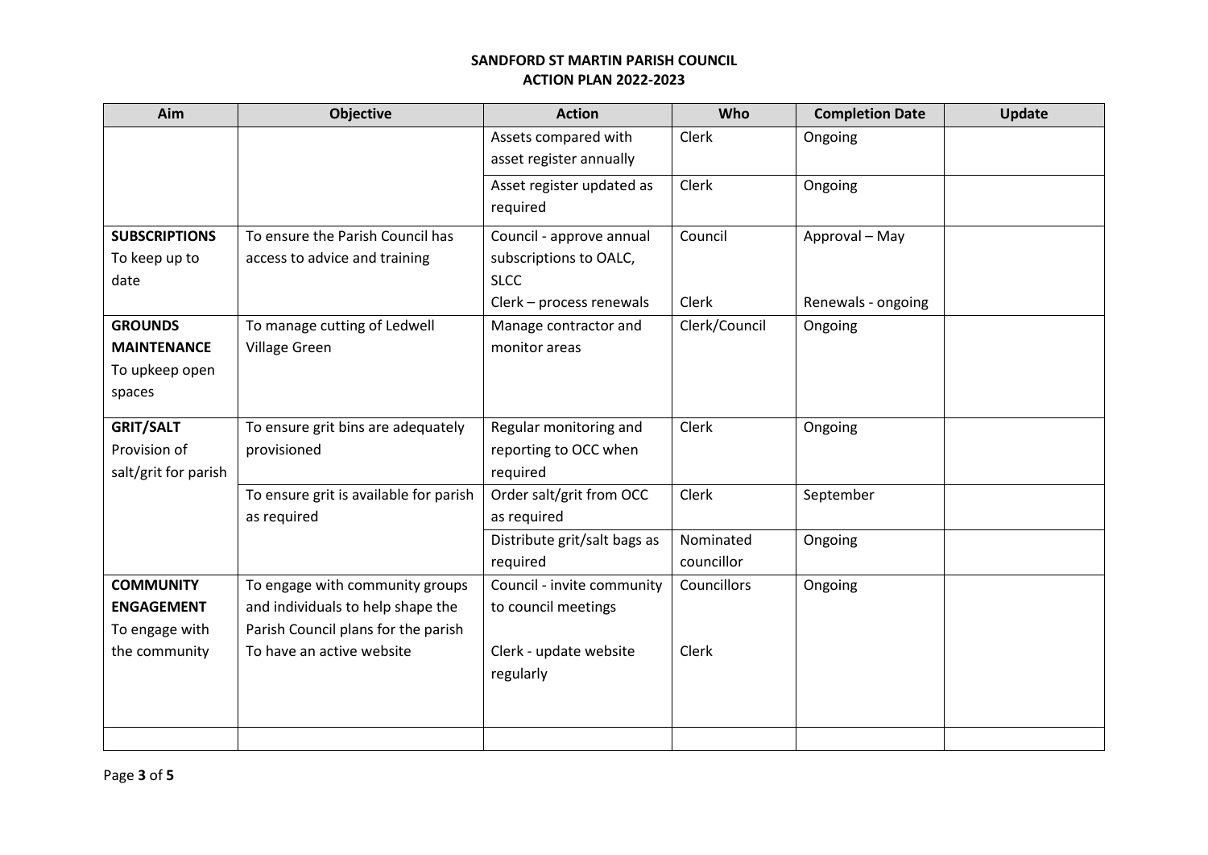**SANDFORD ST MARTIN PARISH COUNCIL**
**ACTION PLAN 2022-2023**

| Aim | Objective | Action | Who | Completion Date | Update |
|---|---|---|---|---|---|
| | | Assets compared with asset register annually | Clerk | Ongoing | |
| | | Asset register updated as required | Clerk | Ongoing | |
| **SUBSCRIPTIONS** To keep up to date | To ensure the Parish Council has access to advice and training | Council - approve annual subscriptions to OALC, SLCC<br>Clerk – process renewals | Council<br><br>Clerk | Approval – May<br><br>Renewals - ongoing | |
| **GROUNDS MAINTENANCE** To upkeep open spaces | To manage cutting of Ledwell Village Green | Manage contractor and monitor areas | Clerk/Council | Ongoing | |
| **GRIT/SALT** Provision of salt/grit for parish | To ensure grit bins are adequately provisioned | Regular monitoring and reporting to OCC when required | Clerk | Ongoing | |
| | To ensure grit is available for parish as required | Order salt/grit from OCC as required | Clerk | September | |
| | | Distribute grit/salt bags as required | Nominated councillor | Ongoing | |
| **COMMUNITY ENGAGEMENT** To engage with the community | To engage with community groups and individuals to help shape the Parish Council plans for the parish<br>To have an active website | Council - invite community to council meetings<br><br>Clerk - update website regularly | Councillors<br><br>Clerk | Ongoing | |
| | | | | | |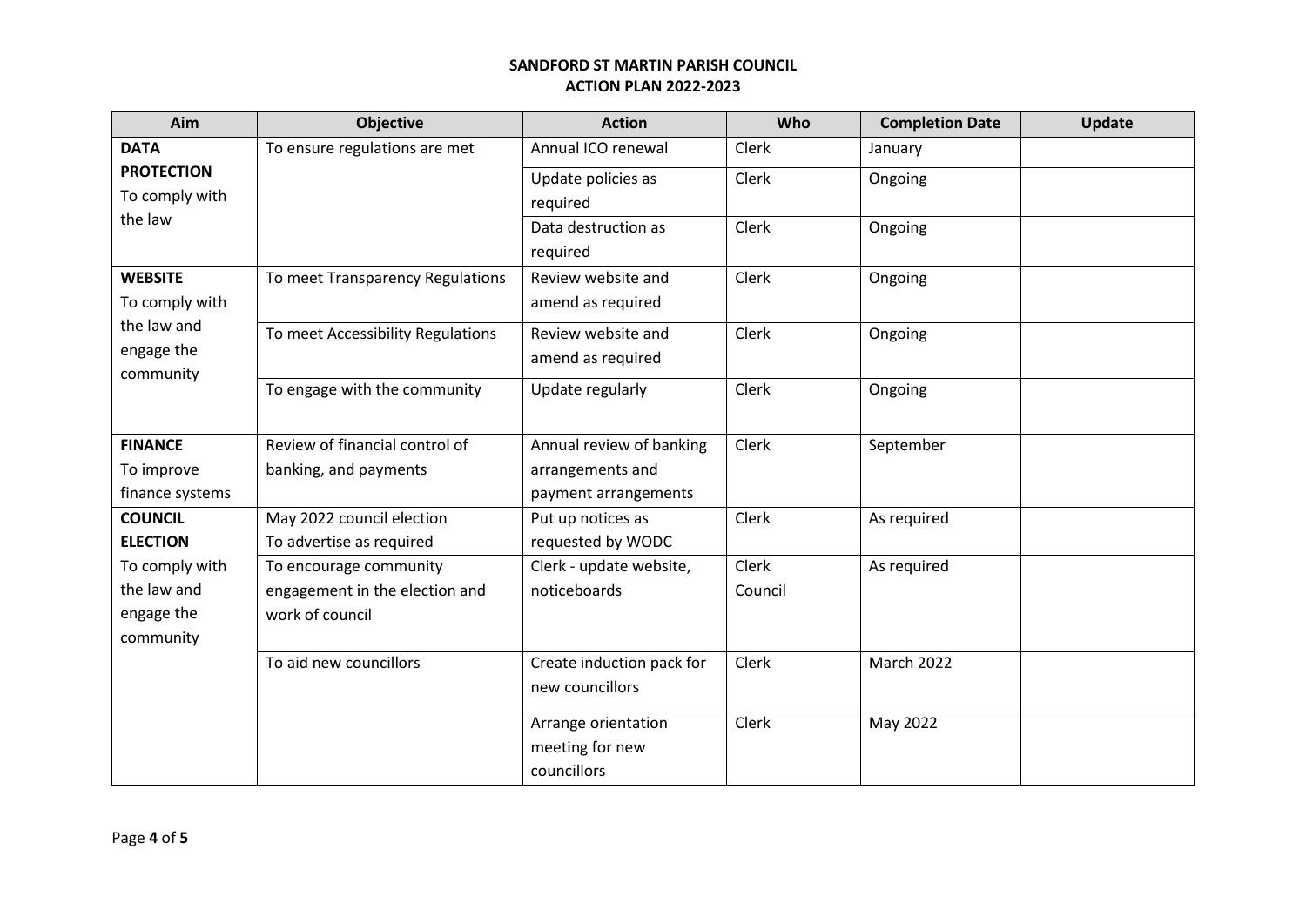# SANDFORD ST MARTIN PARISH COUNCIL
## ACTION PLAN 2022-2023

| Aim | Objective | Action | Who | Completion Date | Update |
|---|---|---|---|---|---|
| **DATA PROTECTION** To comply with the law | To ensure regulations are met | Annual ICO renewal | Clerk | January | |
| | | Update policies as required | Clerk | Ongoing | |
| | | Data destruction as required | Clerk | Ongoing | |
| **WEBSITE** To comply with the law and engage the community | To meet Transparency Regulations | Review website and amend as required | Clerk | Ongoing | |
| | To meet Accessibility Regulations | Review website and amend as required | Clerk | Ongoing | |
| | To engage with the community | Update regularly | Clerk | Ongoing | |
| **FINANCE** To improve finance systems | Review of financial control of banking, and payments | Annual review of banking arrangements and payment arrangements | Clerk | September | |
| **COUNCIL ELECTION** To comply with the law and engage the community | May 2022 council election To advertise as required | Put up notices as requested by WODC | Clerk | As required | |
| | To encourage community engagement in the election and work of council | Clerk - update website, noticeboards | Clerk Council | As required | |
| | To aid new councillors | Create induction pack for new councillors | Clerk | March 2022 | |
| | | Arrange orientation meeting for new councillors | Clerk | May 2022 | |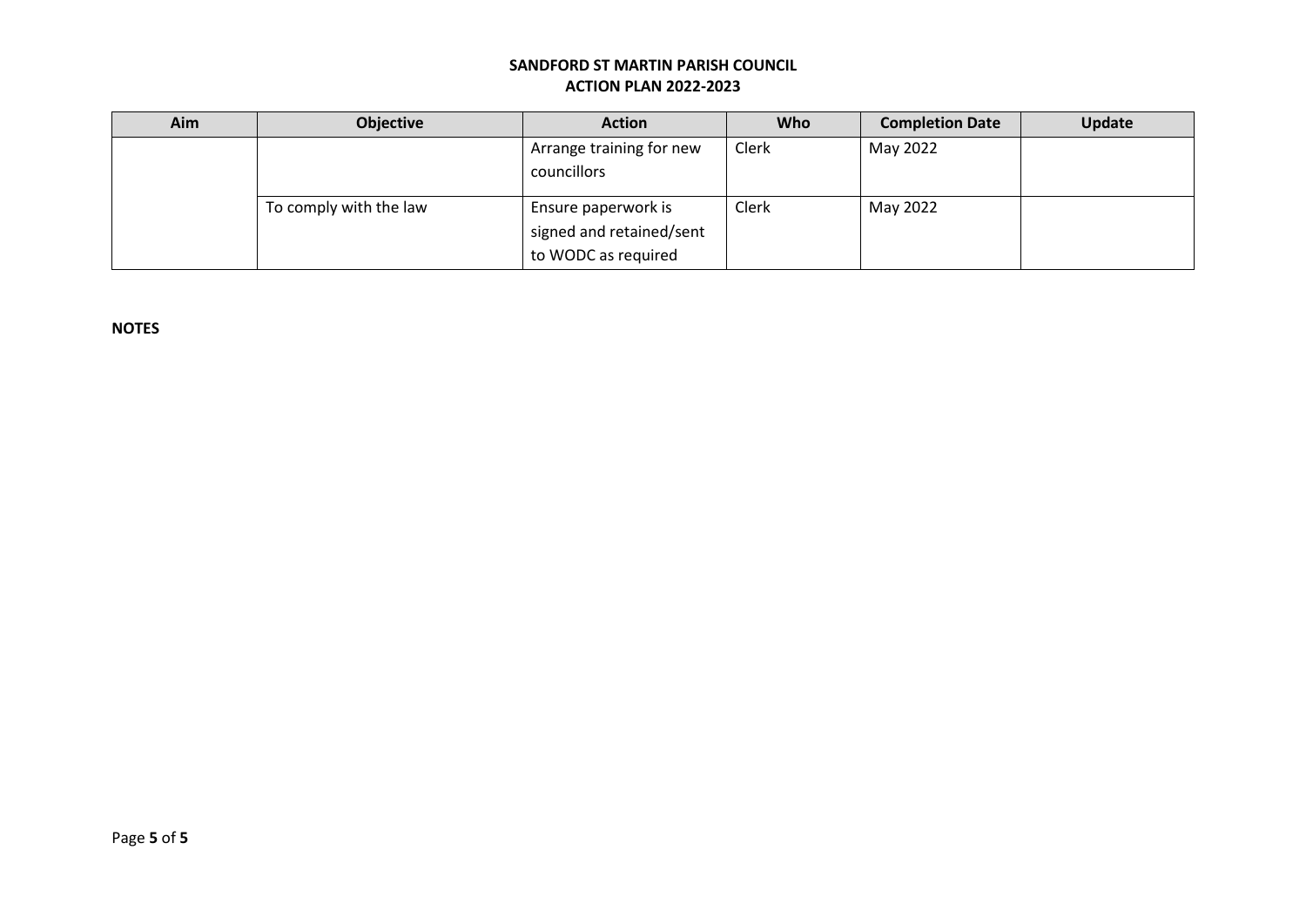**SANDFORD ST MARTIN PARISH COUNCIL**
**ACTION PLAN 2022-2023**

| Aim | Objective | Action | Who | Completion Date | Update |
|---|---|---|---|---|---|
| | | Arrange training for new councillors | Clerk | May 2022 | |
| | To comply with the law | Ensure paperwork is signed and retained/sent to WODC as required | Clerk | May 2022 | |

**NOTES**